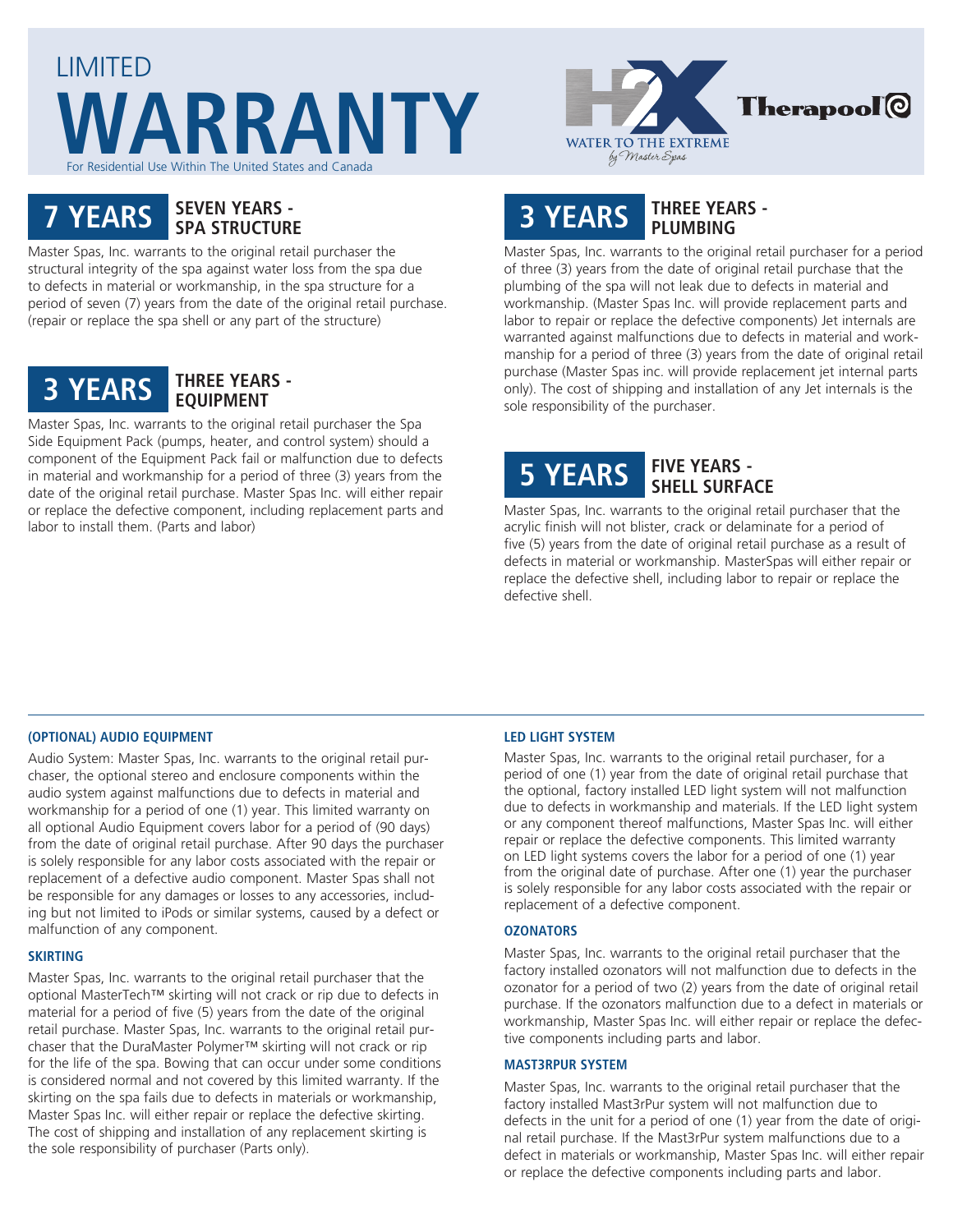LIMITED

# WARRANTY

For Residential Use Within The United States and Canada

H2X WATER TO THE EXTREME by Master Spas

Therapool

## 7 YEARS — SEVEN YEARS - SPA STRUCTURE

Master Spas, Inc. warrants to the original retail purchaser the structural integrity of the spa against water loss from the spa due to defects in material or workmanship, in the spa structure for a period of seven (7) years from the date of the original retail purchase. (repair or replace the spa shell or any part of the structure)

## 3 YEARS — THREE YEARS - EQUIPMENT

Master Spas, Inc. warrants to the original retail purchaser the Spa Side Equipment Pack (pumps, heater, and control system) should a component of the Equipment Pack fail or malfunction due to defects in material and workmanship for a period of three (3) years from the date of the original retail purchase. Master Spas Inc. will either repair or replace the defective component, including replacement parts and labor to install them. (Parts and labor)

## 3 YEARS — THREE YEARS - PLUMBING

Master Spas, Inc. warrants to the original retail purchaser for a period of three (3) years from the date of original retail purchase that the plumbing of the spa will not leak due to defects in material and workmanship. (Master Spas Inc. will provide replacement parts and labor to repair or replace the defective components) Jet internals are warranted against malfunctions due to defects in material and workmanship for a period of three (3) years from the date of original retail purchase (Master Spas inc. will provide replacement jet internal parts only). The cost of shipping and installation of any Jet internals is the sole responsibility of the purchaser.

## 5 YEARS — FIVE YEARS - SHELL SURFACE

Master Spas, Inc. warrants to the original retail purchaser that the acrylic finish will not blister, crack or delaminate for a period of five (5) years from the date of original retail purchase as a result of defects in material or workmanship. MasterSpas will either repair or replace the defective shell, including labor to repair or replace the defective shell.

---

### (OPTIONAL) AUDIO EQUIPMENT

Audio System: Master Spas, Inc. warrants to the original retail purchaser, the optional stereo and enclosure components within the audio system against malfunctions due to defects in material and workmanship for a period of one (1) year. This limited warranty on all optional Audio Equipment covers labor for a period of (90 days) from the date of original retail purchase. After 90 days the purchaser is solely responsible for any labor costs associated with the repair or replacement of a defective audio component. Master Spas shall not be responsible for any damages or losses to any accessories, including but not limited to iPods or similar systems, caused by a defect or malfunction of any component.

### SKIRTING

Master Spas, Inc. warrants to the original retail purchaser that the optional MasterTech™ skirting will not crack or rip due to defects in material for a period of five (5) years from the date of the original retail purchase. Master Spas, Inc. warrants to the original retail purchaser that the DuraMaster Polymer™ skirting will not crack or rip for the life of the spa. Bowing that can occur under some conditions is considered normal and not covered by this limited warranty. If the skirting on the spa fails due to defects in materials or workmanship, Master Spas Inc. will either repair or replace the defective skirting. The cost of shipping and installation of any replacement skirting is the sole responsibility of purchaser (Parts only).

### LED LIGHT SYSTEM

Master Spas, Inc. warrants to the original retail purchaser, for a period of one (1) year from the date of original retail purchase that the optional, factory installed LED light system will not malfunction due to defects in workmanship and materials. If the LED light system or any component thereof malfunctions, Master Spas Inc. will either repair or replace the defective components. This limited warranty on LED light systems covers the labor for a period of one (1) year from the original date of purchase. After one (1) year the purchaser is solely responsible for any labor costs associated with the repair or replacement of a defective component.

### OZONATORS

Master Spas, Inc. warrants to the original retail purchaser that the factory installed ozonators will not malfunction due to defects in the ozonator for a period of two (2) years from the date of original retail purchase. If the ozonators malfunction due to a defect in materials or workmanship, Master Spas Inc. will either repair or replace the defective components including parts and labor.

### MAST3RPUR SYSTEM

Master Spas, Inc. warrants to the original retail purchaser that the factory installed Mast3rPur system will not malfunction due to defects in the unit for a period of one (1) year from the date of original retail purchase. If the Mast3rPur system malfunctions due to a defect in materials or workmanship, Master Spas Inc. will either repair or replace the defective components including parts and labor.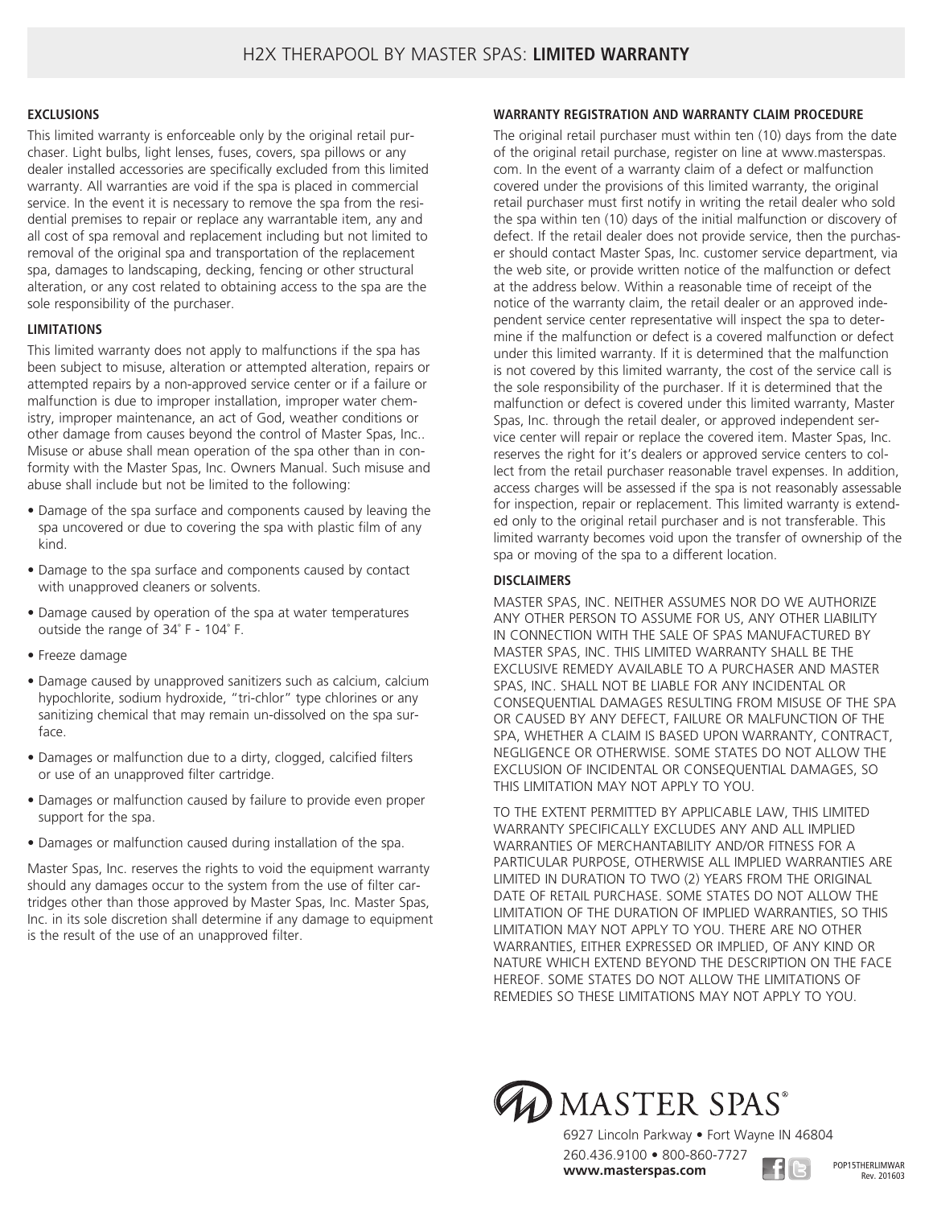# H2X THERAPOOL BY MASTER SPAS: **LIMITED WARRANTY**

## EXCLUSIONS

This limited warranty is enforceable only by the original retail purchaser. Light bulbs, light lenses, fuses, covers, spa pillows or any dealer installed accessories are specifically excluded from this limited warranty. All warranties are void if the spa is placed in commercial service. In the event it is necessary to remove the spa from the residential premises to repair or replace any warrantable item, any and all cost of spa removal and replacement including but not limited to removal of the original spa and transportation of the replacement spa, damages to landscaping, decking, fencing or other structural alteration, or any cost related to obtaining access to the spa are the sole responsibility of the purchaser.

## LIMITATIONS

This limited warranty does not apply to malfunctions if the spa has been subject to misuse, alteration or attempted alteration, repairs or attempted repairs by a non-approved service center or if a failure or malfunction is due to improper installation, improper water chemistry, improper maintenance, an act of God, weather conditions or other damage from causes beyond the control of Master Spas, Inc.. Misuse or abuse shall mean operation of the spa other than in conformity with the Master Spas, Inc. Owners Manual. Such misuse and abuse shall include but not be limited to the following:

- Damage of the spa surface and components caused by leaving the spa uncovered or due to covering the spa with plastic film of any kind.
- Damage to the spa surface and components caused by contact with unapproved cleaners or solvents.
- Damage caused by operation of the spa at water temperatures outside the range of 34° F - 104° F.
- Freeze damage
- Damage caused by unapproved sanitizers such as calcium, calcium hypochlorite, sodium hydroxide, “tri-chlor” type chlorines or any sanitizing chemical that may remain un-dissolved on the spa surface.
- Damages or malfunction due to a dirty, clogged, calcified filters or use of an unapproved filter cartridge.
- Damages or malfunction caused by failure to provide even proper support for the spa.
- Damages or malfunction caused during installation of the spa.

Master Spas, Inc. reserves the rights to void the equipment warranty should any damages occur to the system from the use of filter cartridges other than those approved by Master Spas, Inc. Master Spas, Inc. in its sole discretion shall determine if any damage to equipment is the result of the use of an unapproved filter.

## WARRANTY REGISTRATION AND WARRANTY CLAIM PROCEDURE

The original retail purchaser must within ten (10) days from the date of the original retail purchase, register on line at www.masterspas.com. In the event of a warranty claim of a defect or malfunction covered under the provisions of this limited warranty, the original retail purchaser must first notify in writing the retail dealer who sold the spa within ten (10) days of the initial malfunction or discovery of defect. If the retail dealer does not provide service, then the purchaser should contact Master Spas, Inc. customer service department, via the web site, or provide written notice of the malfunction or defect at the address below. Within a reasonable time of receipt of the notice of the warranty claim, the retail dealer or an approved independent service center representative will inspect the spa to determine if the malfunction or defect is a covered malfunction or defect under this limited warranty. If it is determined that the malfunction is not covered by this limited warranty, the cost of the service call is the sole responsibility of the purchaser. If it is determined that the malfunction or defect is covered under this limited warranty, Master Spas, Inc. through the retail dealer, or approved independent service center will repair or replace the covered item. Master Spas, Inc. reserves the right for it’s dealers or approved service centers to collect from the retail purchaser reasonable travel expenses. In addition, access charges will be assessed if the spa is not reasonably assessable for inspection, repair or replacement. This limited warranty is extended only to the original retail purchaser and is not transferable. This limited warranty becomes void upon the transfer of ownership of the spa or moving of the spa to a different location.

## DISCLAIMERS

MASTER SPAS, INC. NEITHER ASSUMES NOR DO WE AUTHORIZE ANY OTHER PERSON TO ASSUME FOR US, ANY OTHER LIABILITY IN CONNECTION WITH THE SALE OF SPAS MANUFACTURED BY MASTER SPAS, INC. THIS LIMITED WARRANTY SHALL BE THE EXCLUSIVE REMEDY AVAILABLE TO A PURCHASER AND MASTER SPAS, INC. SHALL NOT BE LIABLE FOR ANY INCIDENTAL OR CONSEQUENTIAL DAMAGES RESULTING FROM MISUSE OF THE SPA OR CAUSED BY ANY DEFECT, FAILURE OR MALFUNCTION OF THE SPA, WHETHER A CLAIM IS BASED UPON WARRANTY, CONTRACT, NEGLIGENCE OR OTHERWISE. SOME STATES DO NOT ALLOW THE EXCLUSION OF INCIDENTAL OR CONSEQUENTIAL DAMAGES, SO THIS LIMITATION MAY NOT APPLY TO YOU.

TO THE EXTENT PERMITTED BY APPLICABLE LAW, THIS LIMITED WARRANTY SPECIFICALLY EXCLUDES ANY AND ALL IMPLIED WARRANTIES OF MERCHANTABILITY AND/OR FITNESS FOR A PARTICULAR PURPOSE, OTHERWISE ALL IMPLIED WARRANTIES ARE LIMITED IN DURATION TO TWO (2) YEARS FROM THE ORIGINAL DATE OF RETAIL PURCHASE. SOME STATES DO NOT ALLOW THE LIMITATION OF THE DURATION OF IMPLIED WARRANTIES, SO THIS LIMITATION MAY NOT APPLY TO YOU. THERE ARE NO OTHER WARRANTIES, EITHER EXPRESSED OR IMPLIED, OF ANY KIND OR NATURE WHICH EXTEND BEYOND THE DESCRIPTION ON THE FACE HEREOF. SOME STATES DO NOT ALLOW THE LIMITATIONS OF REMEDIES SO THESE LIMITATIONS MAY NOT APPLY TO YOU.

MASTER SPAS®

6927 Lincoln Parkway • Fort Wayne IN 46804

260.436.9100 • 800-860-7727

**www.masterspas.com**

POP15THERLIMWAR
Rev. 201603